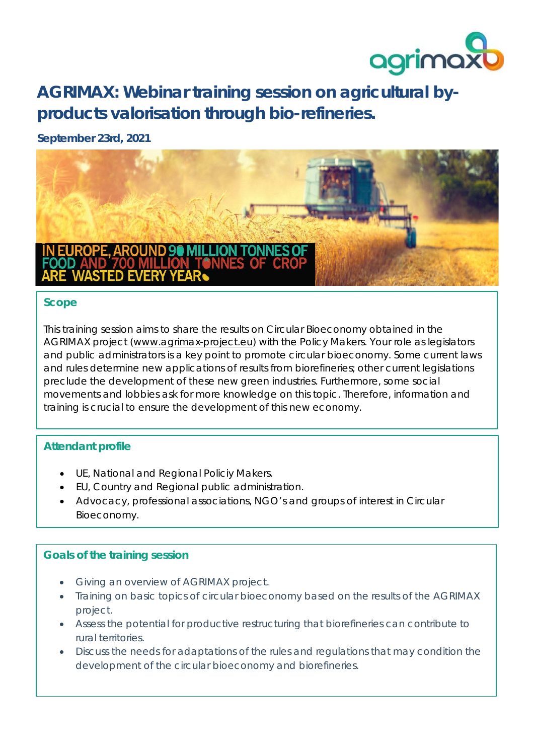# AGRIMAX: Webinar training session on agricultural by-products valorisation through bio-refineries.

**September 23rd, 2021**

IN EUROPE, AROUND 90 MILLION TONNES OF FOOD AND 700 MILLION TONNES OF CROP ARE WASTED EVERY YEAR

## Scope

This training session aims to share the results on Circular Bioeconomy obtained in the AGRIMAX project (www.agrimax-project.eu) with the Policy Makers. Your role as legislators and public administrators is a key point to promote circular bioeconomy. Some current laws and rules determine new applications of results from biorefineries; other current legislations preclude the development of these new green industries. Furthermore, some social movements and lobbies ask for more knowledge on this topic. Therefore, information and training is crucial to ensure the development of this new economy.

## Attendant profile

- UE, National and Regional Policiy Makers.
- EU, Country and Regional public administration.
- Advocacy, professional associations, NGO's and groups of interest in Circular Bioeconomy.

## Goals of the training session

- Giving an overview of AGRIMAX project.
- Training on basic topics of circular bioeconomy based on the results of the AGRIMAX project.
- Assess the potential for productive restructuring that biorefineries can contribute to rural territories.
- Discuss the needs for adaptations of the rules and regulations that may condition the development of the circular bioeconomy and biorefineries.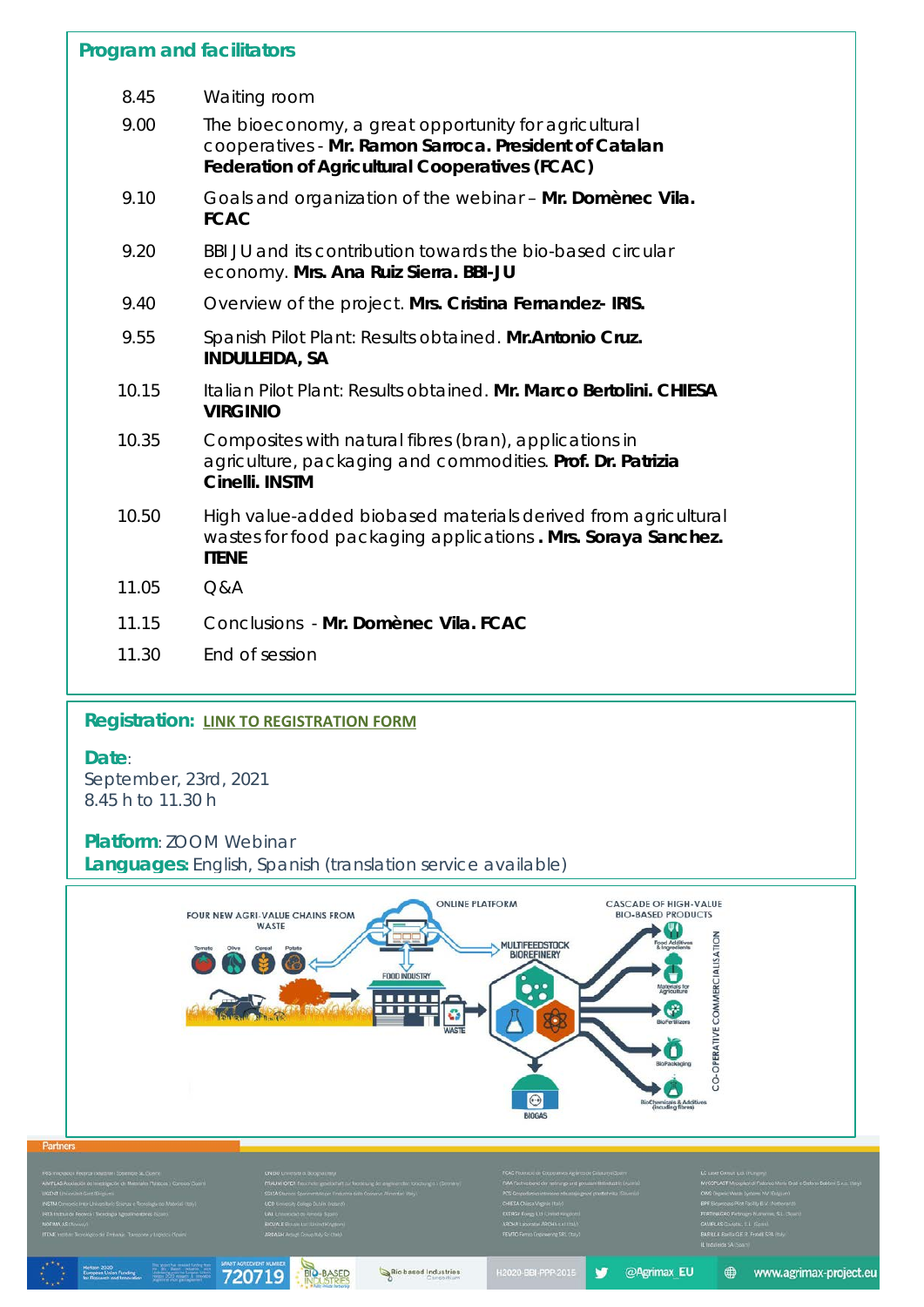## Program and facilitators

| | |
|---|---|
| 8.45 | Waiting room |
| 9.00 | The bioeconomy, a great opportunity for agricultural cooperatives - **Mr. Ramon Sarroca. President of Catalan Federation of Agricultural Cooperatives (FCAC)** |
| 9.10 | Goals and organization of the webinar – **Mr. Domènec Vila. FCAC** |
| 9.20 | BBI JU and its contribution towards the bio-based circular economy. **Mrs. Ana Ruiz Sierra. BBI-JU** |
| 9.40 | Overview of the project. **Mrs. Cristina Fernandez- IRIS.** |
| 9.55 | Spanish Pilot Plant: Results obtained. **Mr.Antonio Cruz. INDULLEIDA, SA** |
| 10.15 | Italian Pilot Plant: Results obtained. **Mr. Marco Bertolini. CHIESA VIRGINIO** |
| 10.35 | Composites with natural fibres (bran), applications in agriculture, packaging and commodities. **Prof. Dr. Patrizia Cinelli. INSTM** |
| 10.50 | High value-added biobased materials derived from agricultural wastes for food packaging applications**. Mrs. Soraya Sanchez. ITENE** |
| 11.05 | Q&A |
| 11.15 | Conclusions - **Mr. Domènec Vila. FCAC** |
| 11.30 | End of session |

**Registration:** LINK TO REGISTRATION FORM

**Date**:
September, 23rd, 2021
8.45 h to 11.30 h

**Platform**: ZOOM Webinar
**Languages**: English, Spanish (translation service available)

ONLINE PLATFORM
FOUR NEW AGRI-VALUE CHAINS FROM WASTE
CASCADE OF HIGH-VALUE BIO-BASED PRODUCTS
Tomato Olive Cereal Potato
MULTIFEEDSTOCK BIOREFINERY
FOOD INDUSTRY
WASTE
BIOGAS
Food Additives & Ingredients
Materials for Agriculture
BioFertilizers
BioPackaging
BioChemicals & Additives (including fibres)
CO-OPERATIVE COMMERCIALISATION

Partners

Horizon 2020 European Union Funding for Research and Innovation
GRANT AGREEMENT NUMBER 720719
BIO-BASED INDUSTRIES
Bio-based Industries Consortium
H2020-BBI-PPP-2015
@Agrimax_EU
www.agrimax-project.eu